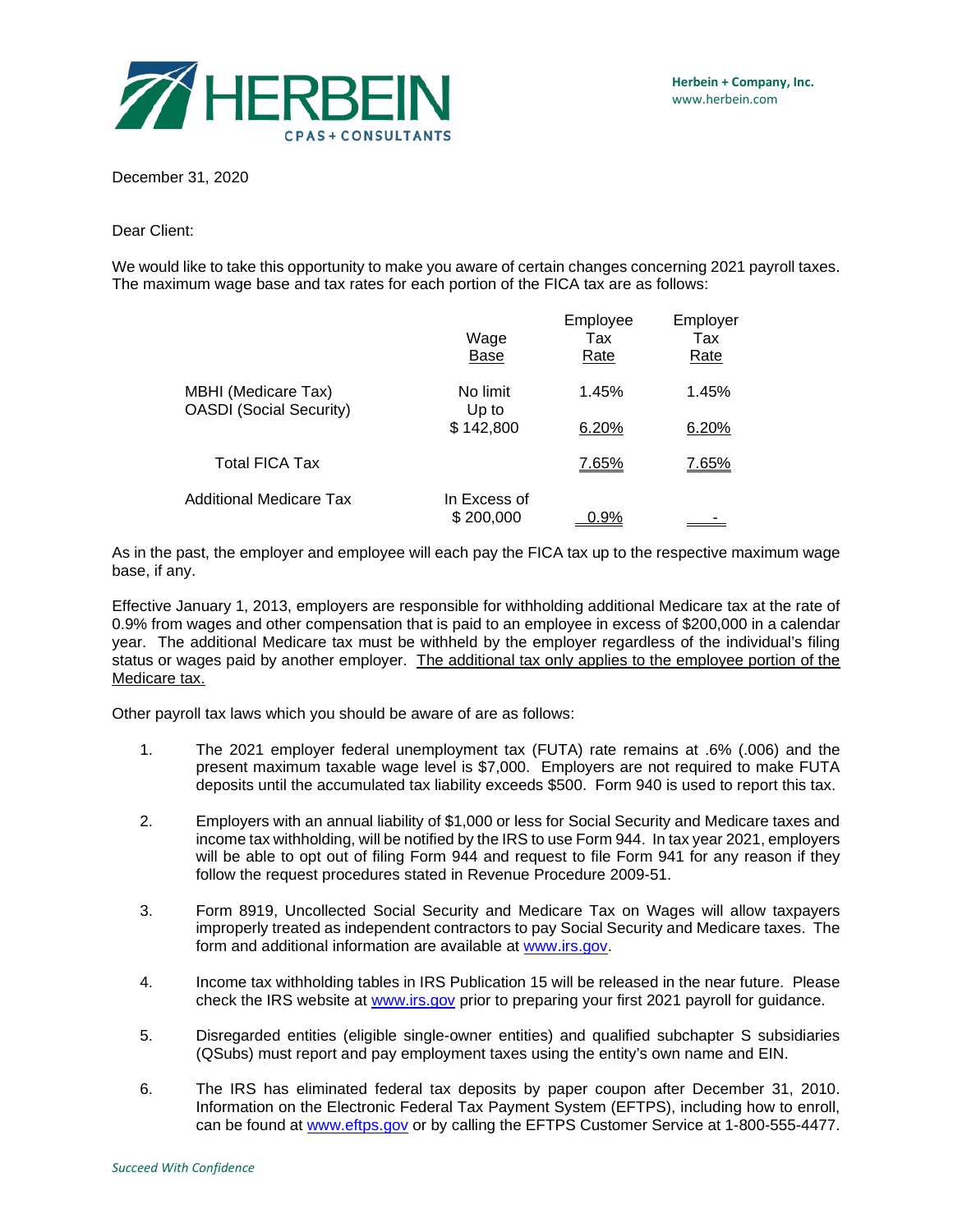Herbein + Company, Inc.
www.herbein.com

December 31, 2020

Dear Client:

We would like to take this opportunity to make you aware of certain changes concerning 2021 payroll taxes. The maximum wage base and tax rates for each portion of the FICA tax are as follows:

| | Wage Base | Employee Tax Rate | Employer Tax Rate |
|---|---|---|---|
| MBHI (Medicare Tax) | No limit | 1.45% | 1.45% |
| OASDI (Social Security) | Up to $ 142,800 | 6.20% | 6.20% |
| Total FICA Tax | | 7.65% | 7.65% |
| Additional Medicare Tax | In Excess of $ 200,000 | 0.9% | - |

As in the past, the employer and employee will each pay the FICA tax up to the respective maximum wage base, if any.

Effective January 1, 2013, employers are responsible for withholding additional Medicare tax at the rate of 0.9% from wages and other compensation that is paid to an employee in excess of $200,000 in a calendar year. The additional Medicare tax must be withheld by the employer regardless of the individual's filing status or wages paid by another employer. The additional tax only applies to the employee portion of the Medicare tax.

Other payroll tax laws which you should be aware of are as follows:

1. The 2021 employer federal unemployment tax (FUTA) rate remains at .6% (.006) and the present maximum taxable wage level is $7,000. Employers are not required to make FUTA deposits until the accumulated tax liability exceeds $500. Form 940 is used to report this tax.

2. Employers with an annual liability of $1,000 or less for Social Security and Medicare taxes and income tax withholding, will be notified by the IRS to use Form 944. In tax year 2021, employers will be able to opt out of filing Form 944 and request to file Form 941 for any reason if they follow the request procedures stated in Revenue Procedure 2009-51.

3. Form 8919, Uncollected Social Security and Medicare Tax on Wages will allow taxpayers improperly treated as independent contractors to pay Social Security and Medicare taxes. The form and additional information are available at www.irs.gov.

4. Income tax withholding tables in IRS Publication 15 will be released in the near future. Please check the IRS website at www.irs.gov prior to preparing your first 2021 payroll for guidance.

5. Disregarded entities (eligible single-owner entities) and qualified subchapter S subsidiaries (QSubs) must report and pay employment taxes using the entity's own name and EIN.

6. The IRS has eliminated federal tax deposits by paper coupon after December 31, 2010. Information on the Electronic Federal Tax Payment System (EFTPS), including how to enroll, can be found at www.eftps.gov or by calling the EFTPS Customer Service at 1-800-555-4477.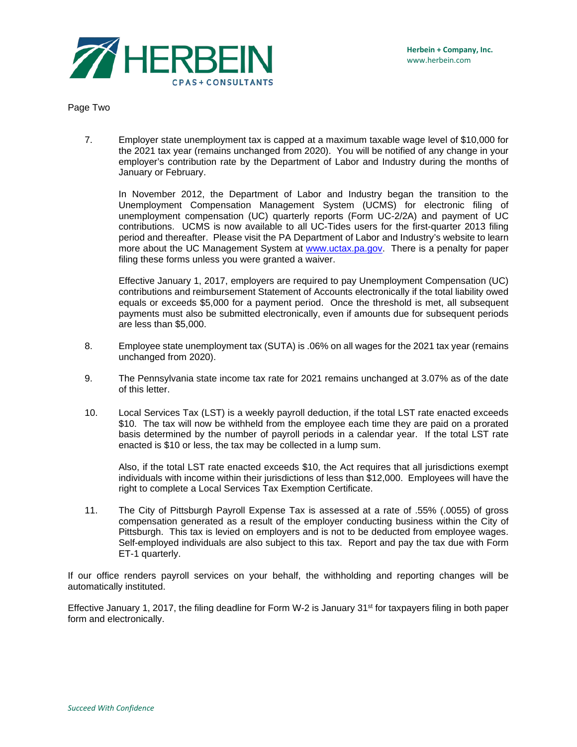Page Two

7. Employer state unemployment tax is capped at a maximum taxable wage level of $10,000 for the 2021 tax year (remains unchanged from 2020). You will be notified of any change in your employer's contribution rate by the Department of Labor and Industry during the months of January or February.

   In November 2012, the Department of Labor and Industry began the transition to the Unemployment Compensation Management System (UCMS) for electronic filing of unemployment compensation (UC) quarterly reports (Form UC-2/2A) and payment of UC contributions. UCMS is now available to all UC-Tides users for the first-quarter 2013 filing period and thereafter. Please visit the PA Department of Labor and Industry's website to learn more about the UC Management System at [www.uctax.pa.gov](http://www.uctax.pa.gov). There is a penalty for paper filing these forms unless you were granted a waiver.

   Effective January 1, 2017, employers are required to pay Unemployment Compensation (UC) contributions and reimbursement Statement of Accounts electronically if the total liability owed equals or exceeds $5,000 for a payment period. Once the threshold is met, all subsequent payments must also be submitted electronically, even if amounts due for subsequent periods are less than $5,000.

8. Employee state unemployment tax (SUTA) is .06% on all wages for the 2021 tax year (remains unchanged from 2020).

9. The Pennsylvania state income tax rate for 2021 remains unchanged at 3.07% as of the date of this letter.

10. Local Services Tax (LST) is a weekly payroll deduction, if the total LST rate enacted exceeds $10. The tax will now be withheld from the employee each time they are paid on a prorated basis determined by the number of payroll periods in a calendar year. If the total LST rate enacted is $10 or less, the tax may be collected in a lump sum.

    Also, if the total LST rate enacted exceeds $10, the Act requires that all jurisdictions exempt individuals with income within their jurisdictions of less than $12,000. Employees will have the right to complete a Local Services Tax Exemption Certificate.

11. The City of Pittsburgh Payroll Expense Tax is assessed at a rate of .55% (.0055) of gross compensation generated as a result of the employer conducting business within the City of Pittsburgh. This tax is levied on employers and is not to be deducted from employee wages. Self-employed individuals are also subject to this tax. Report and pay the tax due with Form ET-1 quarterly.

If our office renders payroll services on your behalf, the withholding and reporting changes will be automatically instituted.

Effective January 1, 2017, the filing deadline for Form W-2 is January 31st for taxpayers filing in both paper form and electronically.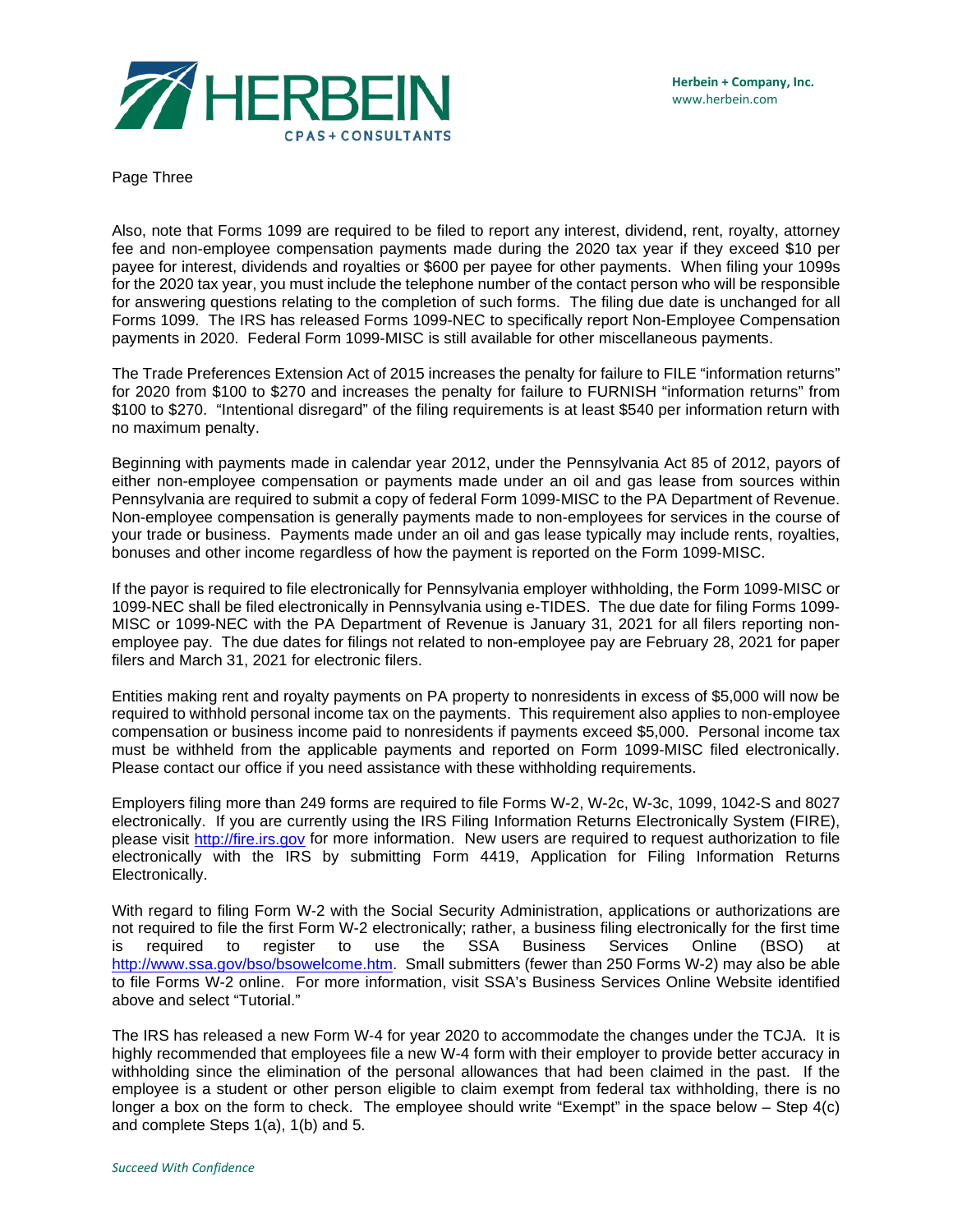Also, note that Forms 1099 are required to be filed to report any interest, dividend, rent, royalty, attorney fee and non-employee compensation payments made during the 2020 tax year if they exceed $10 per payee for interest, dividends and royalties or $600 per payee for other payments. When filing your 1099s for the 2020 tax year, you must include the telephone number of the contact person who will be responsible for answering questions relating to the completion of such forms. The filing due date is unchanged for all Forms 1099. The IRS has released Forms 1099-NEC to specifically report Non-Employee Compensation payments in 2020. Federal Form 1099-MISC is still available for other miscellaneous payments.

The Trade Preferences Extension Act of 2015 increases the penalty for failure to FILE "information returns" for 2020 from $100 to $270 and increases the penalty for failure to FURNISH "information returns" from $100 to $270. "Intentional disregard" of the filing requirements is at least $540 per information return with no maximum penalty.

Beginning with payments made in calendar year 2012, under the Pennsylvania Act 85 of 2012, payors of either non-employee compensation or payments made under an oil and gas lease from sources within Pennsylvania are required to submit a copy of federal Form 1099-MISC to the PA Department of Revenue. Non-employee compensation is generally payments made to non-employees for services in the course of your trade or business. Payments made under an oil and gas lease typically may include rents, royalties, bonuses and other income regardless of how the payment is reported on the Form 1099-MISC.

If the payor is required to file electronically for Pennsylvania employer withholding, the Form 1099-MISC or 1099-NEC shall be filed electronically in Pennsylvania using e-TIDES. The due date for filing Forms 1099-MISC or 1099-NEC with the PA Department of Revenue is January 31, 2021 for all filers reporting non-employee pay. The due dates for filings not related to non-employee pay are February 28, 2021 for paper filers and March 31, 2021 for electronic filers.

Entities making rent and royalty payments on PA property to nonresidents in excess of $5,000 will now be required to withhold personal income tax on the payments. This requirement also applies to non-employee compensation or business income paid to nonresidents if payments exceed $5,000. Personal income tax must be withheld from the applicable payments and reported on Form 1099-MISC filed electronically. Please contact our office if you need assistance with these withholding requirements.

Employers filing more than 249 forms are required to file Forms W-2, W-2c, W-3c, 1099, 1042-S and 8027 electronically. If you are currently using the IRS Filing Information Returns Electronically System (FIRE), please visit [http://fire.irs.gov](http://fire.irs.gov) for more information. New users are required to request authorization to file electronically with the IRS by submitting Form 4419, Application for Filing Information Returns Electronically.

With regard to filing Form W-2 with the Social Security Administration, applications or authorizations are not required to file the first Form W-2 electronically; rather, a business filing electronically for the first time is required to register to use the SSA Business Services Online (BSO) at [http://www.ssa.gov/bso/bsowelcome.htm](http://www.ssa.gov/bso/bsowelcome.htm). Small submitters (fewer than 250 Forms W-2) may also be able to file Forms W-2 online. For more information, visit SSA's Business Services Online Website identified above and select "Tutorial."

The IRS has released a new Form W-4 for year 2020 to accommodate the changes under the TCJA. It is highly recommended that employees file a new W-4 form with their employer to provide better accuracy in withholding since the elimination of the personal allowances that had been claimed in the past. If the employee is a student or other person eligible to claim exempt from federal tax withholding, there is no longer a box on the form to check. The employee should write "Exempt" in the space below – Step 4(c) and complete Steps 1(a), 1(b) and 5.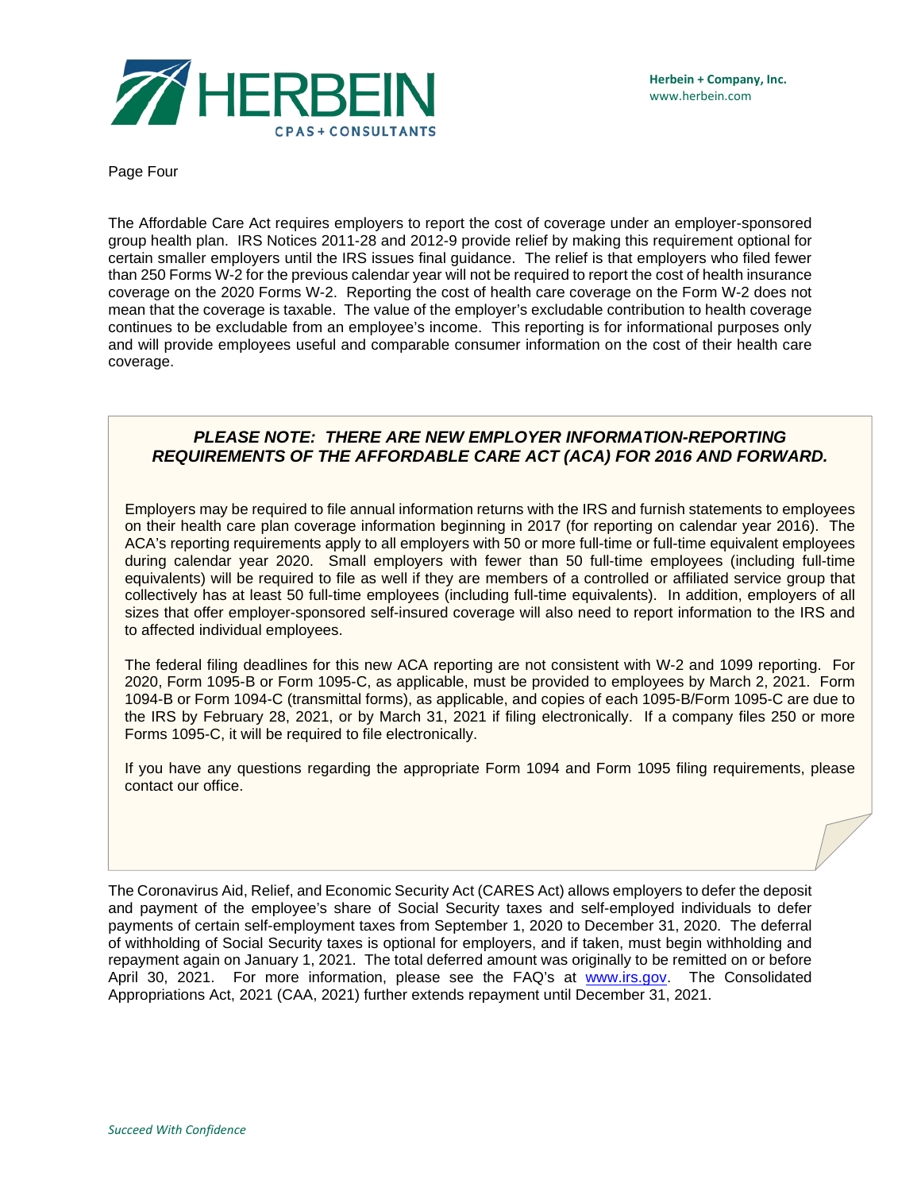The Affordable Care Act requires employers to report the cost of coverage under an employer-sponsored group health plan. IRS Notices 2011-28 and 2012-9 provide relief by making this requirement optional for certain smaller employers until the IRS issues final guidance. The relief is that employers who filed fewer than 250 Forms W-2 for the previous calendar year will not be required to report the cost of health insurance coverage on the 2020 Forms W-2. Reporting the cost of health care coverage on the Form W-2 does not mean that the coverage is taxable. The value of the employer's excludable contribution to health coverage continues to be excludable from an employee's income. This reporting is for informational purposes only and will provide employees useful and comparable consumer information on the cost of their health care coverage.

***PLEASE NOTE: THERE ARE NEW EMPLOYER INFORMATION-REPORTING REQUIREMENTS OF THE AFFORDABLE CARE ACT (ACA) FOR 2016 AND FORWARD.***

Employers may be required to file annual information returns with the IRS and furnish statements to employees on their health care plan coverage information beginning in 2017 (for reporting on calendar year 2016). The ACA's reporting requirements apply to all employers with 50 or more full-time or full-time equivalent employees during calendar year 2020. Small employers with fewer than 50 full-time employees (including full-time equivalents) will be required to file as well if they are members of a controlled or affiliated service group that collectively has at least 50 full-time employees (including full-time equivalents). In addition, employers of all sizes that offer employer-sponsored self-insured coverage will also need to report information to the IRS and to affected individual employees.

The federal filing deadlines for this new ACA reporting are not consistent with W-2 and 1099 reporting. For 2020, Form 1095-B or Form 1095-C, as applicable, must be provided to employees by March 2, 2021. Form 1094-B or Form 1094-C (transmittal forms), as applicable, and copies of each 1095-B/Form 1095-C are due to the IRS by February 28, 2021, or by March 31, 2021 if filing electronically. If a company files 250 or more Forms 1095-C, it will be required to file electronically.

If you have any questions regarding the appropriate Form 1094 and Form 1095 filing requirements, please contact our office.

The Coronavirus Aid, Relief, and Economic Security Act (CARES Act) allows employers to defer the deposit and payment of the employee's share of Social Security taxes and self-employed individuals to defer payments of certain self-employment taxes from September 1, 2020 to December 31, 2020. The deferral of withholding of Social Security taxes is optional for employers, and if taken, must begin withholding and repayment again on January 1, 2021. The total deferred amount was originally to be remitted on or before April 30, 2021. For more information, please see the FAQ's at [www.irs.gov](http://www.irs.gov). The Consolidated Appropriations Act, 2021 (CAA, 2021) further extends repayment until December 31, 2021.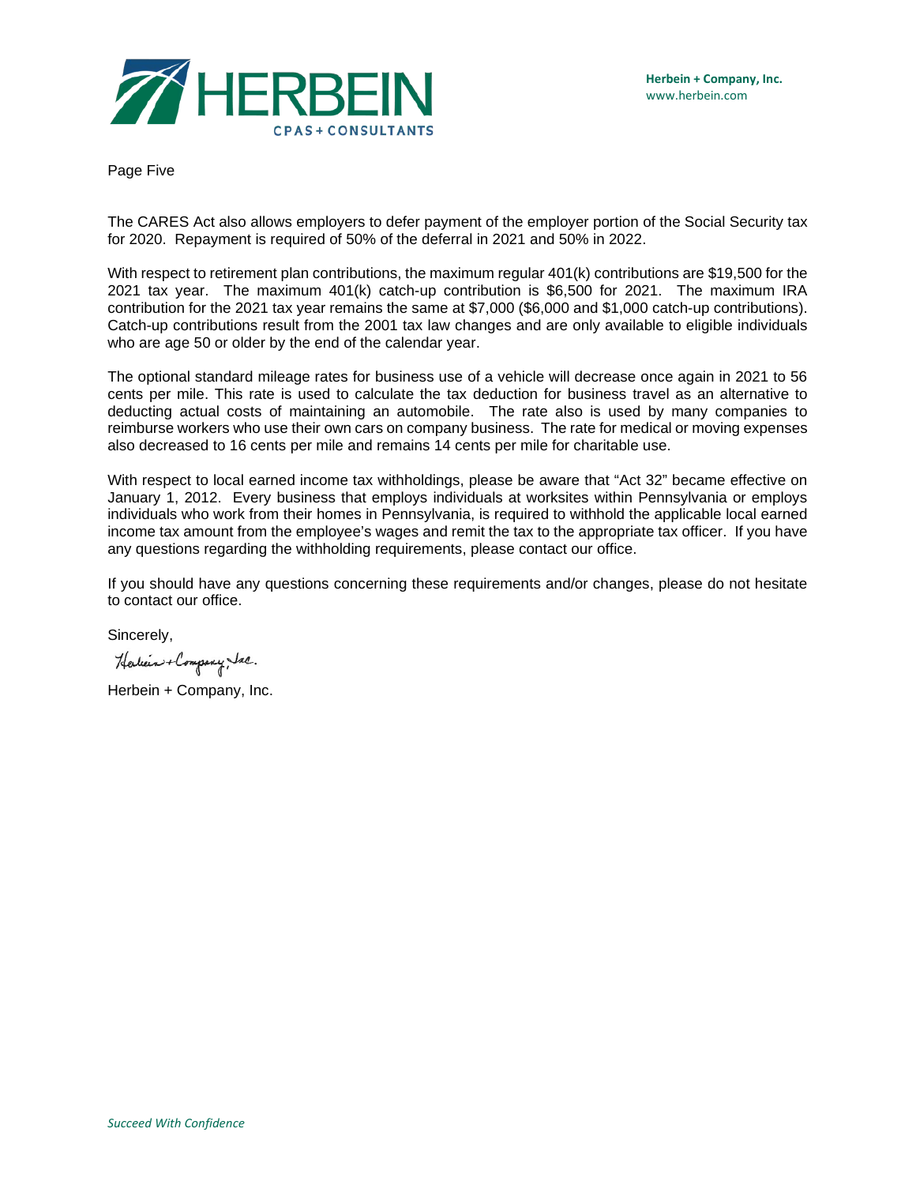The CARES Act also allows employers to defer payment of the employer portion of the Social Security tax for 2020. Repayment is required of 50% of the deferral in 2021 and 50% in 2022.

With respect to retirement plan contributions, the maximum regular 401(k) contributions are $19,500 for the 2021 tax year. The maximum 401(k) catch-up contribution is $6,500 for 2021. The maximum IRA contribution for the 2021 tax year remains the same at $7,000 ($6,000 and $1,000 catch-up contributions). Catch-up contributions result from the 2001 tax law changes and are only available to eligible individuals who are age 50 or older by the end of the calendar year.

The optional standard mileage rates for business use of a vehicle will decrease once again in 2021 to 56 cents per mile. This rate is used to calculate the tax deduction for business travel as an alternative to deducting actual costs of maintaining an automobile. The rate also is used by many companies to reimburse workers who use their own cars on company business. The rate for medical or moving expenses also decreased to 16 cents per mile and remains 14 cents per mile for charitable use.

With respect to local earned income tax withholdings, please be aware that "Act 32" became effective on January 1, 2012. Every business that employs individuals at worksites within Pennsylvania or employs individuals who work from their homes in Pennsylvania, is required to withhold the applicable local earned income tax amount from the employee's wages and remit the tax to the appropriate tax officer. If you have any questions regarding the withholding requirements, please contact our office.

If you should have any questions concerning these requirements and/or changes, please do not hesitate to contact our office.

Sincerely,

*Herbein + Company, Inc.*

Herbein + Company, Inc.